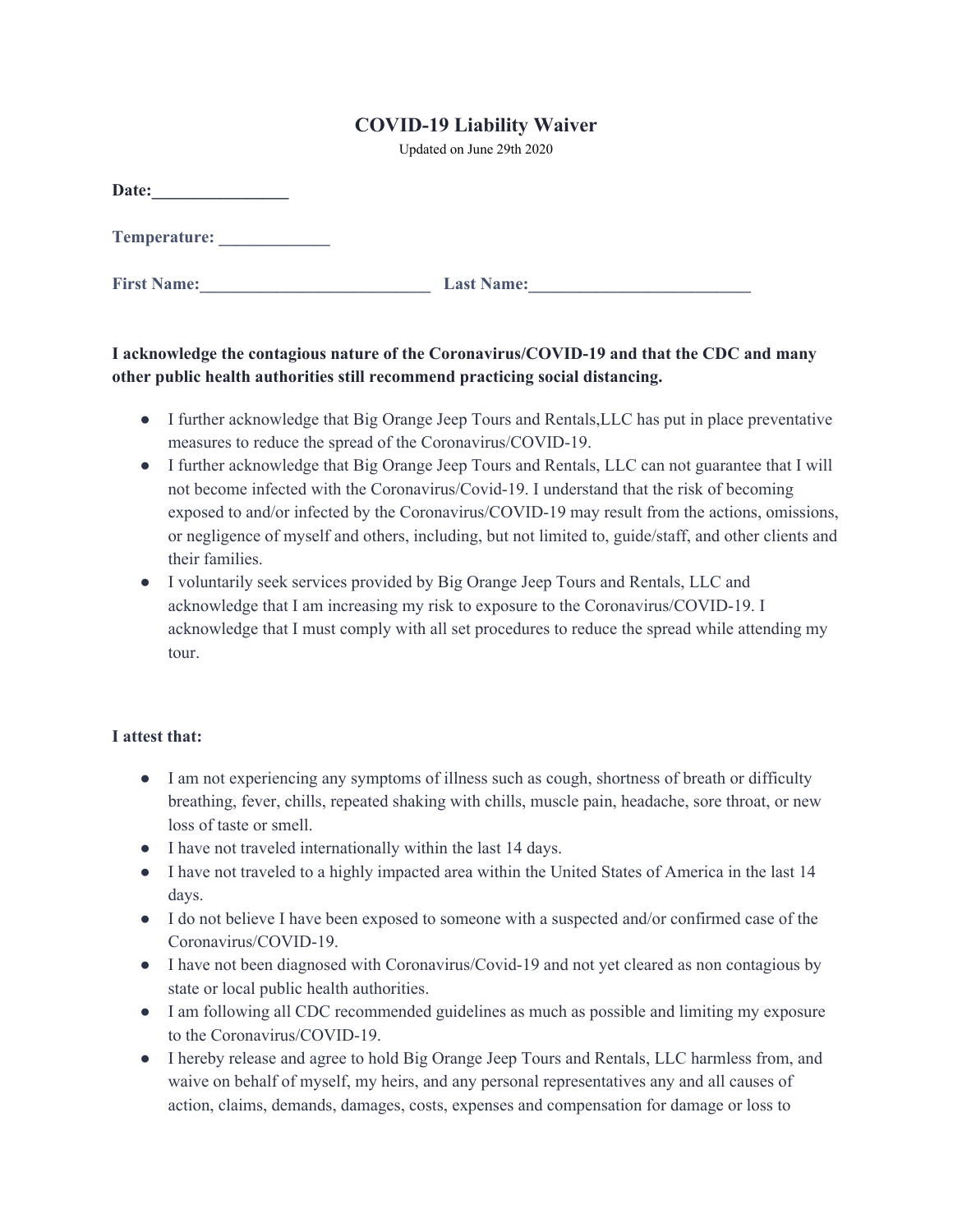# COVID-19 Liability Waiver

Updated on June 29th 2020

**Date:________________**

**Temperature: _____________**

**First Name:___________________________ Last Name:__________________________**

**I acknowledge the contagious nature of the Coronavirus/COVID-19 and that the CDC and many other public health authorities still recommend practicing social distancing.**

- I further acknowledge that Big Orange Jeep Tours and Rentals,LLC has put in place preventative measures to reduce the spread of the Coronavirus/COVID-19.
- I further acknowledge that Big Orange Jeep Tours and Rentals, LLC can not guarantee that I will not become infected with the Coronavirus/Covid-19. I understand that the risk of becoming exposed to and/or infected by the Coronavirus/COVID-19 may result from the actions, omissions, or negligence of myself and others, including, but not limited to, guide/staff, and other clients and their families.
- I voluntarily seek services provided by Big Orange Jeep Tours and Rentals, LLC and acknowledge that I am increasing my risk to exposure to the Coronavirus/COVID-19. I acknowledge that I must comply with all set procedures to reduce the spread while attending my tour.

**I attest that:**

- I am not experiencing any symptoms of illness such as cough, shortness of breath or difficulty breathing, fever, chills, repeated shaking with chills, muscle pain, headache, sore throat, or new loss of taste or smell.
- I have not traveled internationally within the last 14 days.
- I have not traveled to a highly impacted area within the United States of America in the last 14 days.
- I do not believe I have been exposed to someone with a suspected and/or confirmed case of the Coronavirus/COVID-19.
- I have not been diagnosed with Coronavirus/Covid-19 and not yet cleared as non contagious by state or local public health authorities.
- I am following all CDC recommended guidelines as much as possible and limiting my exposure to the Coronavirus/COVID-19.
- I hereby release and agree to hold Big Orange Jeep Tours and Rentals, LLC harmless from, and waive on behalf of myself, my heirs, and any personal representatives any and all causes of action, claims, demands, damages, costs, expenses and compensation for damage or loss to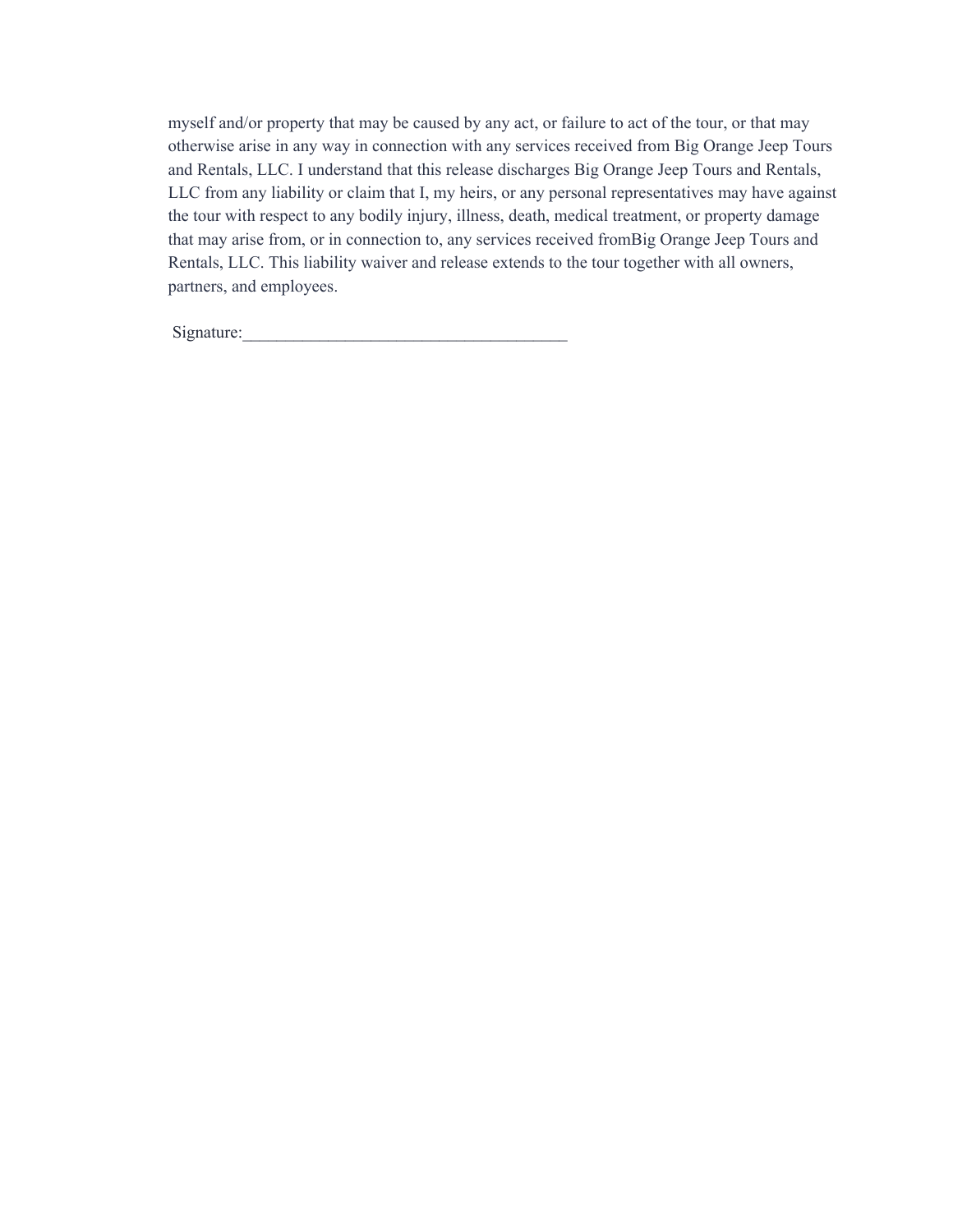myself and/or property that may be caused by any act, or failure to act of the tour, or that may otherwise arise in any way in connection with any services received from Big Orange Jeep Tours and Rentals, LLC. I understand that this release discharges Big Orange Jeep Tours and Rentals, LLC from any liability or claim that I, my heirs, or any personal representatives may have against the tour with respect to any bodily injury, illness, death, medical treatment, or property damage that may arise from, or in connection to, any services received fromBig Orange Jeep Tours and Rentals, LLC. This liability waiver and release extends to the tour together with all owners, partners, and employees.

Signature:______________________________________